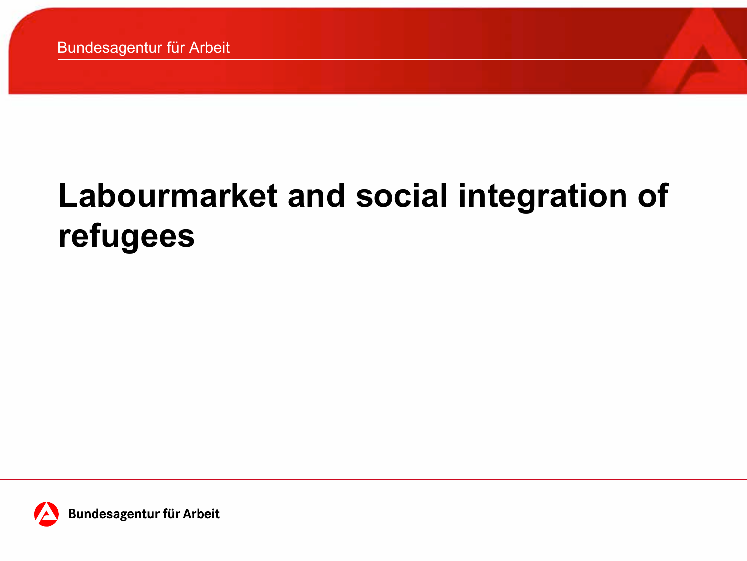# Labourmarket and social integration of refugees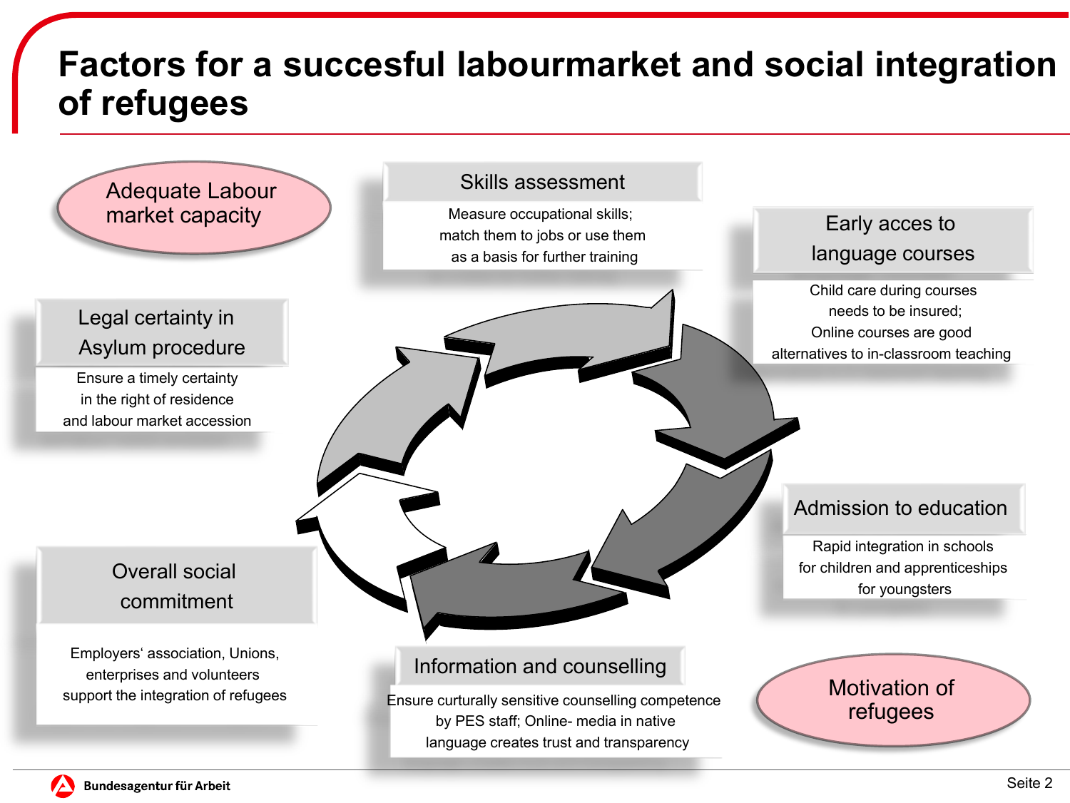# Factors for a succesful labourmarket and social integration of refugees

**Adequate Labour market capacity**

**Skills assessment**

Measure occupational skills; match them to jobs or use them as a basis for further training

**Early acces to language courses**

Child care during courses needs to be insured; Online courses are good alternatives to in-classroom teaching

**Legal certainty in Asylum procedure**

Ensure a timely certainty in the right of residence and labour market accession

**Admission to education**

Rapid integration in schools for children and apprenticeships for youngsters

**Overall social commitment**

Employers' association, Unions, enterprises and volunteers support the integration of refugees

**Information and counselling**

Ensure curturally sensitive counselling competence by PES staff; Online- media in native language creates trust and transparency

**Motivation of refugees**

Bundesagentur für Arbeit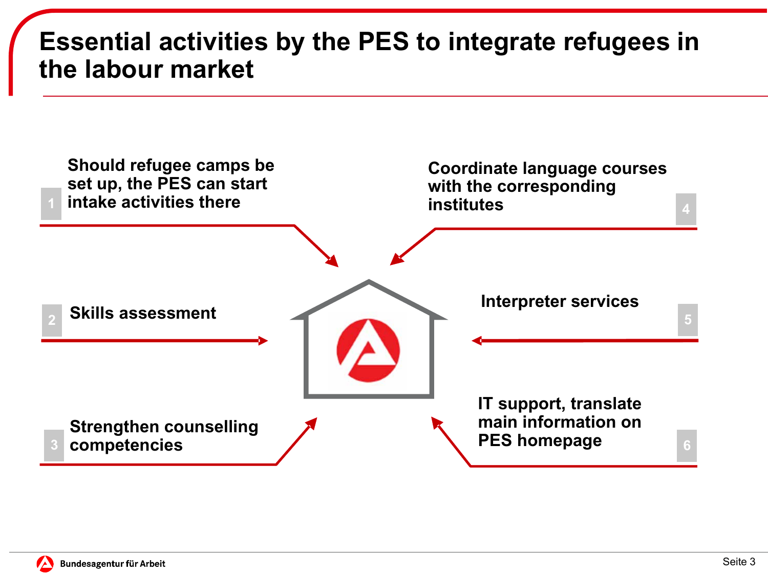# Essential activities by the PES to integrate refugees in the labour market

1. Should refugee camps be set up, the PES can start intake activities there
2. Skills assessment
3. Strengthen counselling competencies
4. Coordinate language courses with the corresponding institutes
5. Interpreter services
6. IT support, translate main information on PES homepage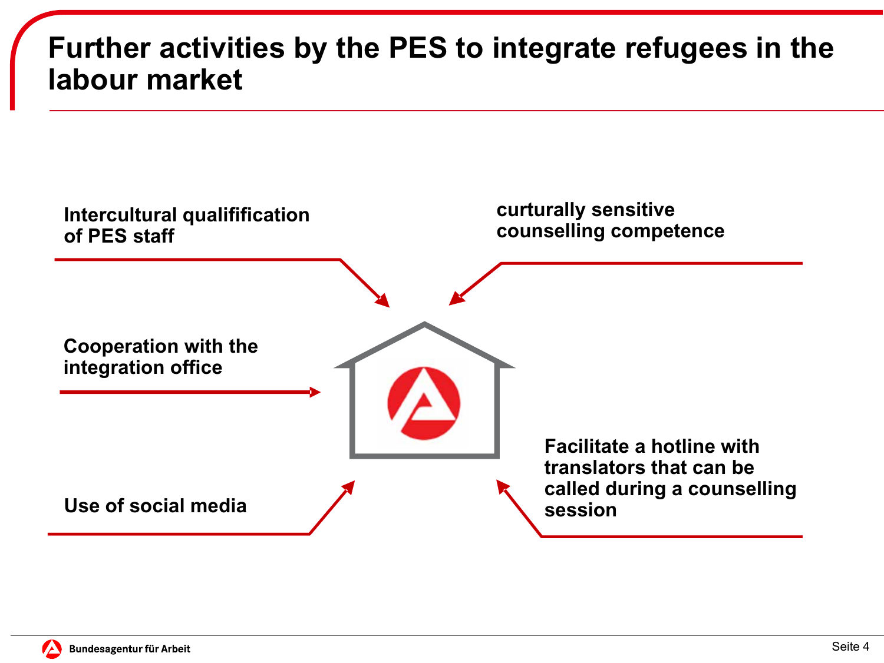# Further activities by the PES to integrate refugees in the labour market

Intercultural qualification of PES staff

curturally sensitive counselling competence

Cooperation with the integration office

Use of social media

Facilitate a hotline with translators that can be called during a counselling session